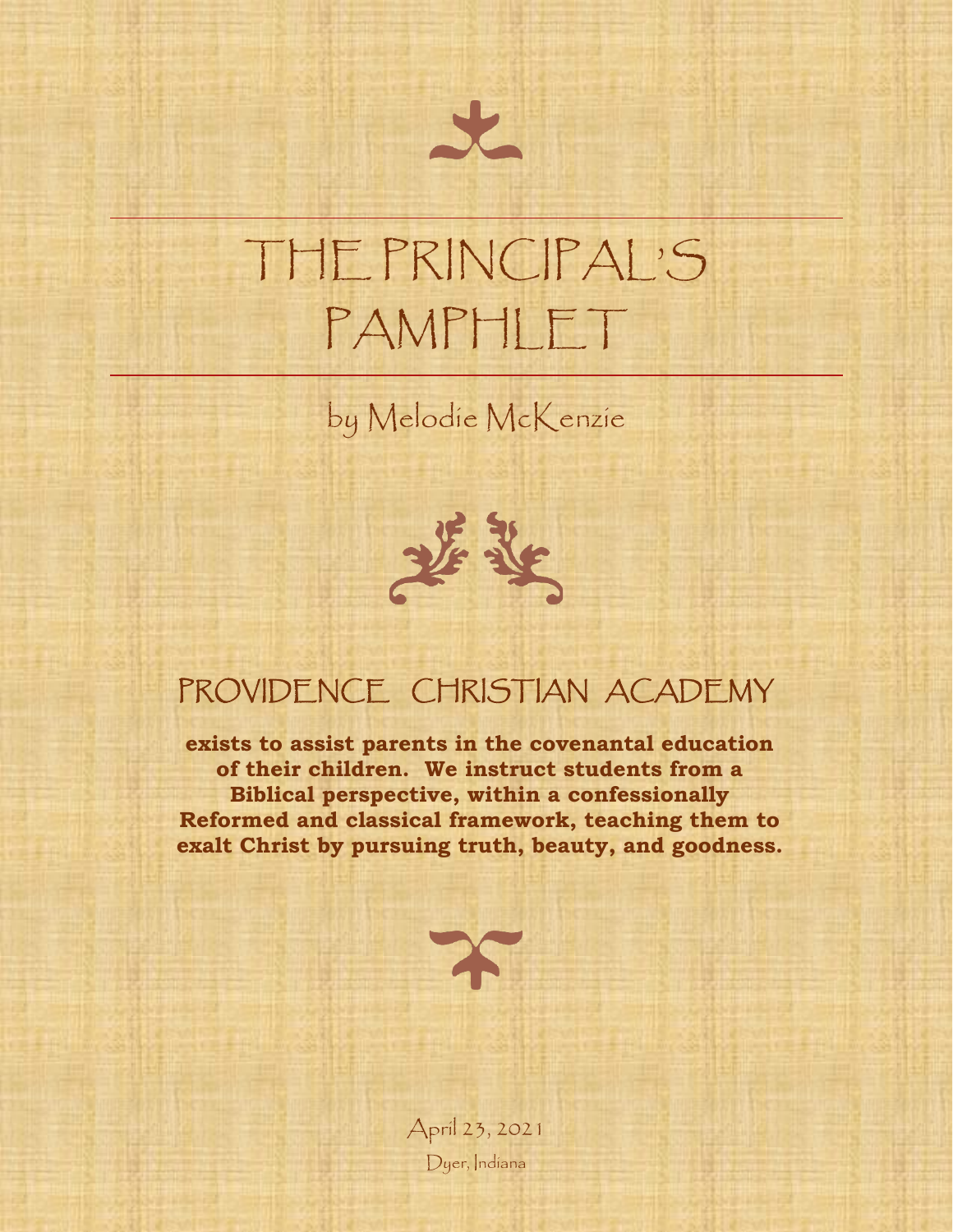# THE PRINCIPAL'S PAMPHLET

by Melodie McKenzie

## PROVIDENCE CHRISTIAN ACADEMY

**exists to assist parents in the covenantal education of their children. We instruct students from a Biblical perspective, within a confessionally Reformed and classical framework, teaching them to exalt Christ by pursuing truth, beauty, and goodness.**

April 23, 2021

Dyer, Indiana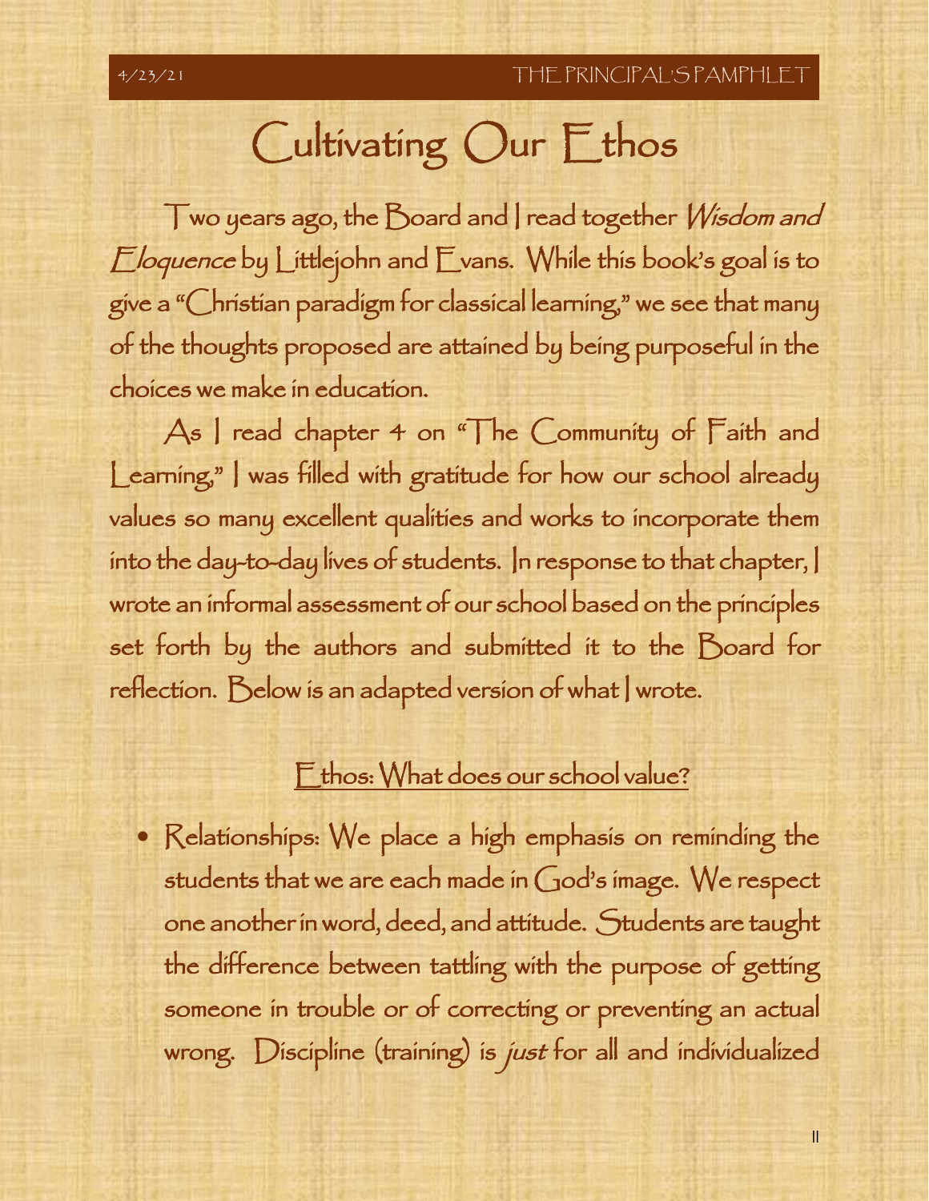// Header "4/23/21 THE PRINCIPAL'S PAMPHLET" and page number omitted

# Cultivating Our Ethos

Two years ago, the Board and I read together *Wisdom and Eloquence* by Littlejohn and Evans. While this book's goal is to give a "Christian paradigm for classical learning," we see that many of the thoughts proposed are attained by being purposeful in the choices we make in education.

As I read chapter 4 on "The Community of Faith and Learning," I was filled with gratitude for how our school already values so many excellent qualities and works to incorporate them into the day-to-day lives of students. In response to that chapter, I wrote an informal assessment of our school based on the principles set forth by the authors and submitted it to the Board for reflection. Below is an adapted version of what I wrote.

## Ethos: What does our school value?

- Relationships: We place a high emphasis on reminding the students that we are each made in God's image. We respect one another in word, deed, and attitude. Students are taught the difference between tattling with the purpose of getting someone in trouble or of correcting or preventing an actual wrong. Discipline (training) is *just* for all and individualized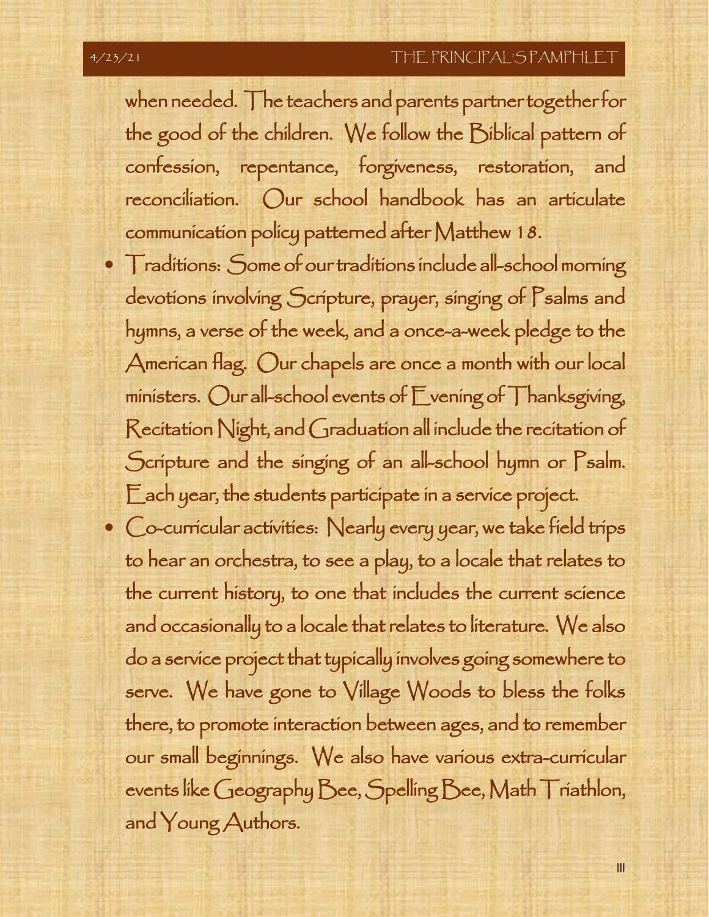when needed. The teachers and parents partner together for the good of the children. We follow the Biblical pattern of confession, repentance, forgiveness, restoration, and reconciliation. Our school handbook has an articulate communication policy patterned after Matthew 18.

- Traditions: Some of our traditions include all-school morning devotions involving Scripture, prayer, singing of Psalms and hymns, a verse of the week, and a once-a-week pledge to the American flag. Our chapels are once a month with our local ministers. Our all-school events of Evening of Thanksgiving, Recitation Night, and Graduation all include the recitation of Scripture and the singing of an all-school hymn or Psalm. Each year, the students participate in a service project.
- Co-curricular activities: Nearly every year, we take field trips to hear an orchestra, to see a play, to a locale that relates to the current history, to one that includes the current science and occasionally to a locale that relates to literature. We also do a service project that typically involves going somewhere to serve. We have gone to Village Woods to bless the folks there, to promote interaction between ages, and to remember our small beginnings. We also have various extra-curricular events like Geography Bee, Spelling Bee, Math Triathlon, and Young Authors.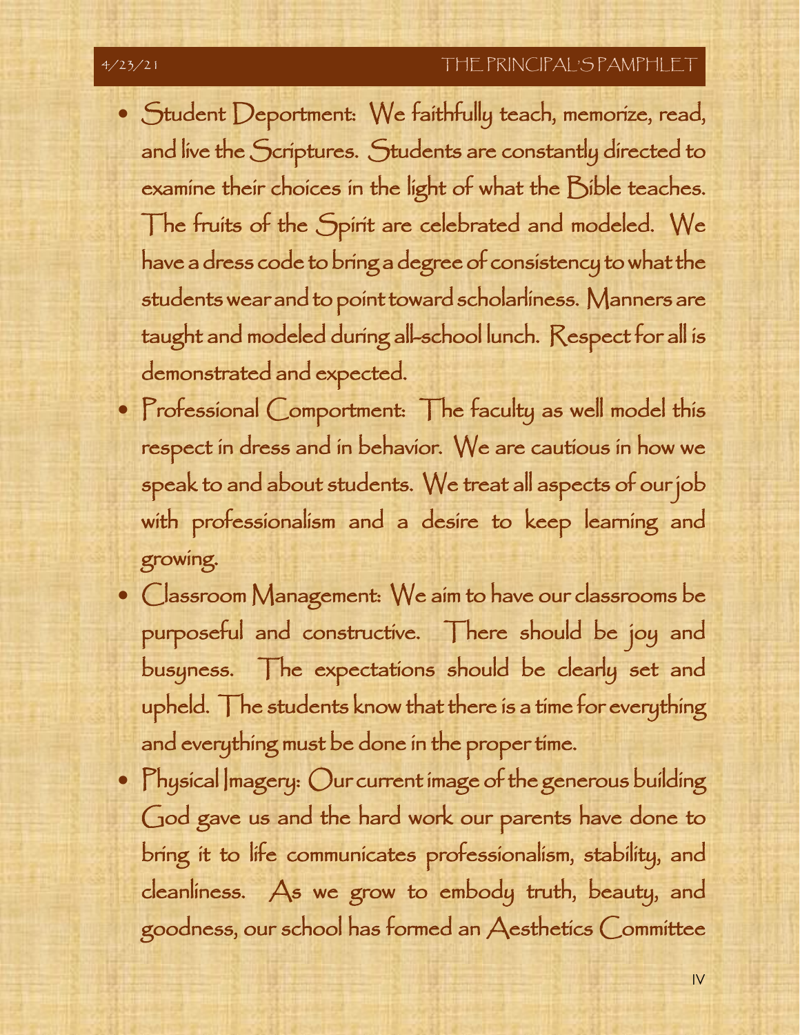- Student Deportment: We faithfully teach, memorize, read, and live the Scriptures. Students are constantly directed to examine their choices in the light of what the Bible teaches. The fruits of the Spirit are celebrated and modeled. We have a dress code to bring a degree of consistency to what the students wear and to point toward scholarliness. Manners are taught and modeled during all-school lunch. Respect for all is demonstrated and expected.
- Professional Comportment: The faculty as well model this respect in dress and in behavior. We are cautious in how we speak to and about students. We treat all aspects of our job with professionalism and a desire to keep learning and growing.
- Classroom Management: We aim to have our classrooms be purposeful and constructive. There should be joy and busyness. The expectations should be clearly set and upheld. The students know that there is a time for everything and everything must be done in the proper time.
- Physical Imagery: Our current image of the generous building God gave us and the hard work our parents have done to bring it to life communicates professionalism, stability, and cleanliness. As we grow to embody truth, beauty, and goodness, our school has formed an Aesthetics Committee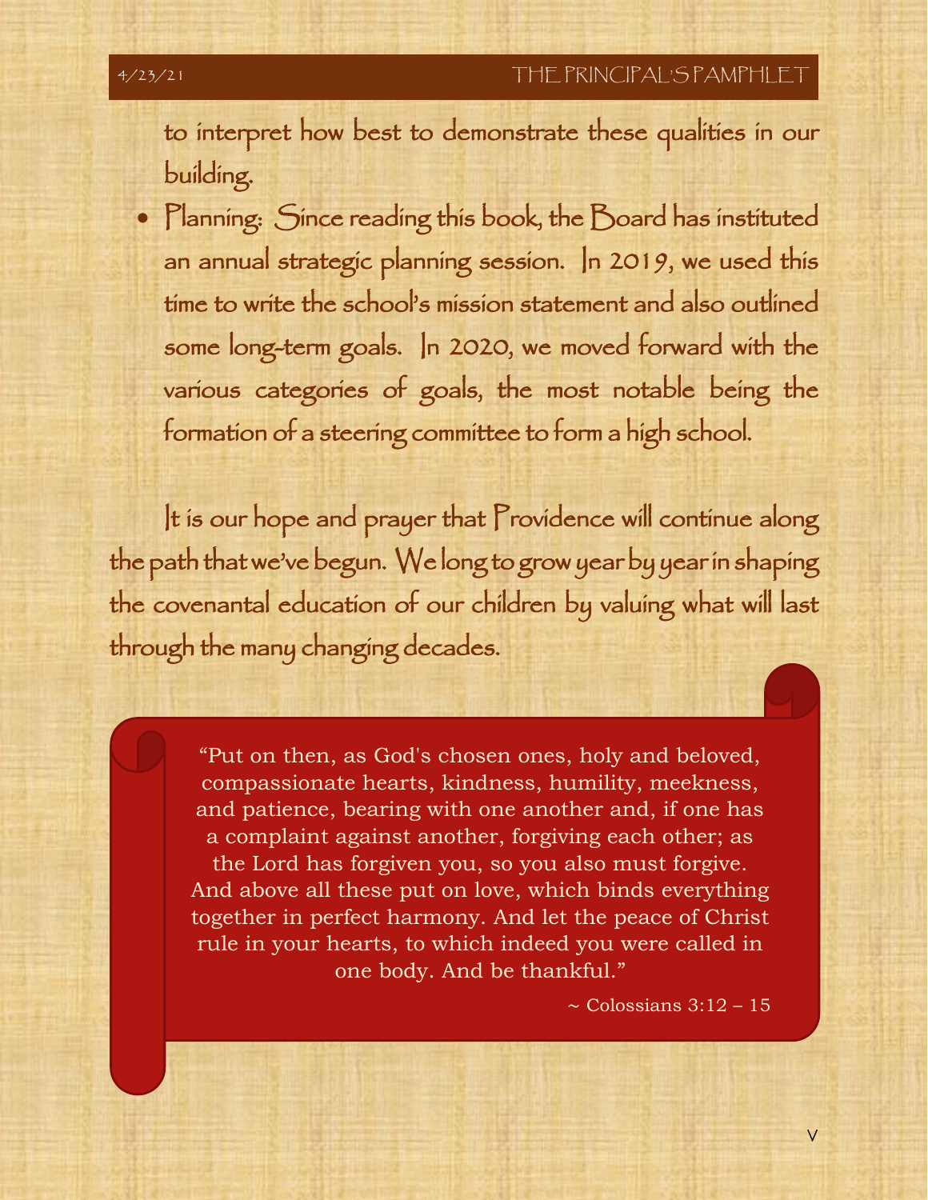to interpret how best to demonstrate these qualities in our building.

- Planning: Since reading this book, the Board has instituted an annual strategic planning session. In 2019, we used this time to write the school's mission statement and also outlined some long-term goals. In 2020, we moved forward with the various categories of goals, the most notable being the formation of a steering committee to form a high school.

It is our hope and prayer that Providence will continue along the path that we've begun. We long to grow year by year in shaping the covenantal education of our children by valuing what will last through the many changing decades.

> "Put on then, as God's chosen ones, holy and beloved, compassionate hearts, kindness, humility, meekness, and patience, bearing with one another and, if one has a complaint against another, forgiving each other; as the Lord has forgiven you, so you also must forgive. And above all these put on love, which binds everything together in perfect harmony. And let the peace of Christ rule in your hearts, to which indeed you were called in one body. And be thankful."
>
> ~ Colossians 3:12 – 15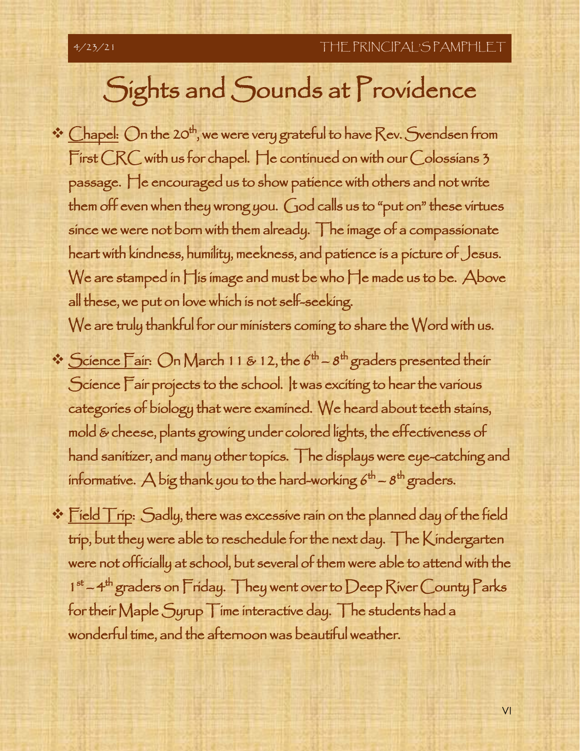# Sights and Sounds at Providence

- Chapel: On the 20th, we were very grateful to have Rev. Svendsen from First CRC with us for chapel. He continued on with our Colossians 3 passage. He encouraged us to show patience with others and not write them off even when they wrong you. God calls us to "put on" these virtues since we were not born with them already. The image of a compassionate heart with kindness, humility, meekness, and patience is a picture of Jesus. We are stamped in His image and must be who He made us to be. Above all these, we put on love which is not self-seeking.
  We are truly thankful for our ministers coming to share the Word with us.
- Science Fair: On March 11 & 12, the 6th – 8th graders presented their Science Fair projects to the school. It was exciting to hear the various categories of biology that were examined. We heard about teeth stains, mold & cheese, plants growing under colored lights, the effectiveness of hand sanitizer, and many other topics. The displays were eye-catching and informative. A big thank you to the hard-working 6th – 8th graders.
- Field Trip: Sadly, there was excessive rain on the planned day of the field trip, but they were able to reschedule for the next day. The Kindergarten were not officially at school, but several of them were able to attend with the 1st – 4th graders on Friday. They went over to Deep River County Parks for their Maple Syrup Time interactive day. The students had a wonderful time, and the afternoon was beautiful weather.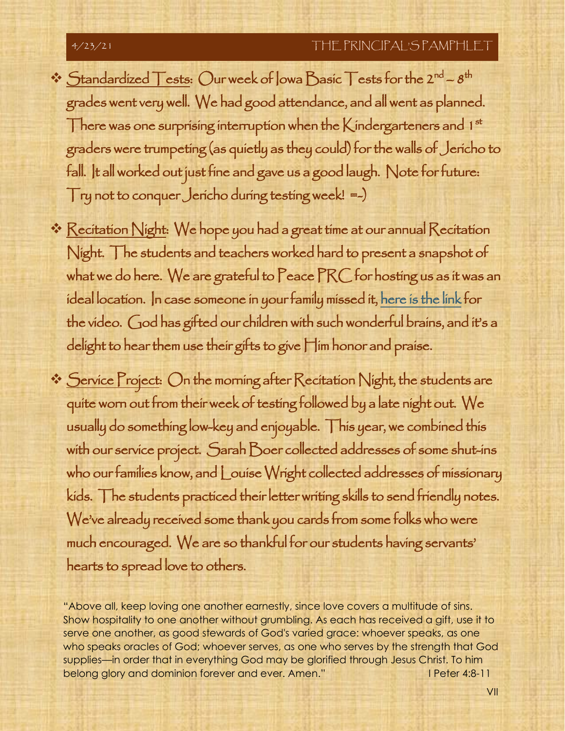- <u>Standardized Tests</u>: Our week of Iowa Basic Tests for the 2nd – 8th grades went very well. We had good attendance, and all went as planned. There was one surprising interruption when the Kindergarteners and 1st graders were trumpeting (as quietly as they could) for the walls of Jericho to fall. It all worked out just fine and gave us a good laugh. Note for future: Try not to conquer Jericho during testing week! =-)

- <u>Recitation Night</u>: We hope you had a great time at our annual Recitation Night. The students and teachers worked hard to present a snapshot of what we do here. We are grateful to Peace PRC for hosting us as it was an ideal location. In case someone in your family missed it, here is the link for the video. God has gifted our children with such wonderful brains, and it's a delight to hear them use their gifts to give Him honor and praise.

- <u>Service Project</u>: On the morning after Recitation Night, the students are quite worn out from their week of testing followed by a late night out. We usually do something low-key and enjoyable. This year, we combined this with our service project. Sarah Boer collected addresses of some shut-ins who our families know, and Louise Wright collected addresses of missionary kids. The students practiced their letter writing skills to send friendly notes. We've already received some thank you cards from some folks who were much encouraged. We are so thankful for our students having servants' hearts to spread love to others.

"Above all, keep loving one another earnestly, since love covers a multitude of sins. Show hospitality to one another without grumbling. As each has received a gift, use it to serve one another, as good stewards of God's varied grace: whoever speaks, as one who speaks oracles of God; whoever serves, as one who serves by the strength that God supplies—in order that in everything God may be glorified through Jesus Christ. To him belong glory and dominion forever and ever. Amen." I Peter 4:8-11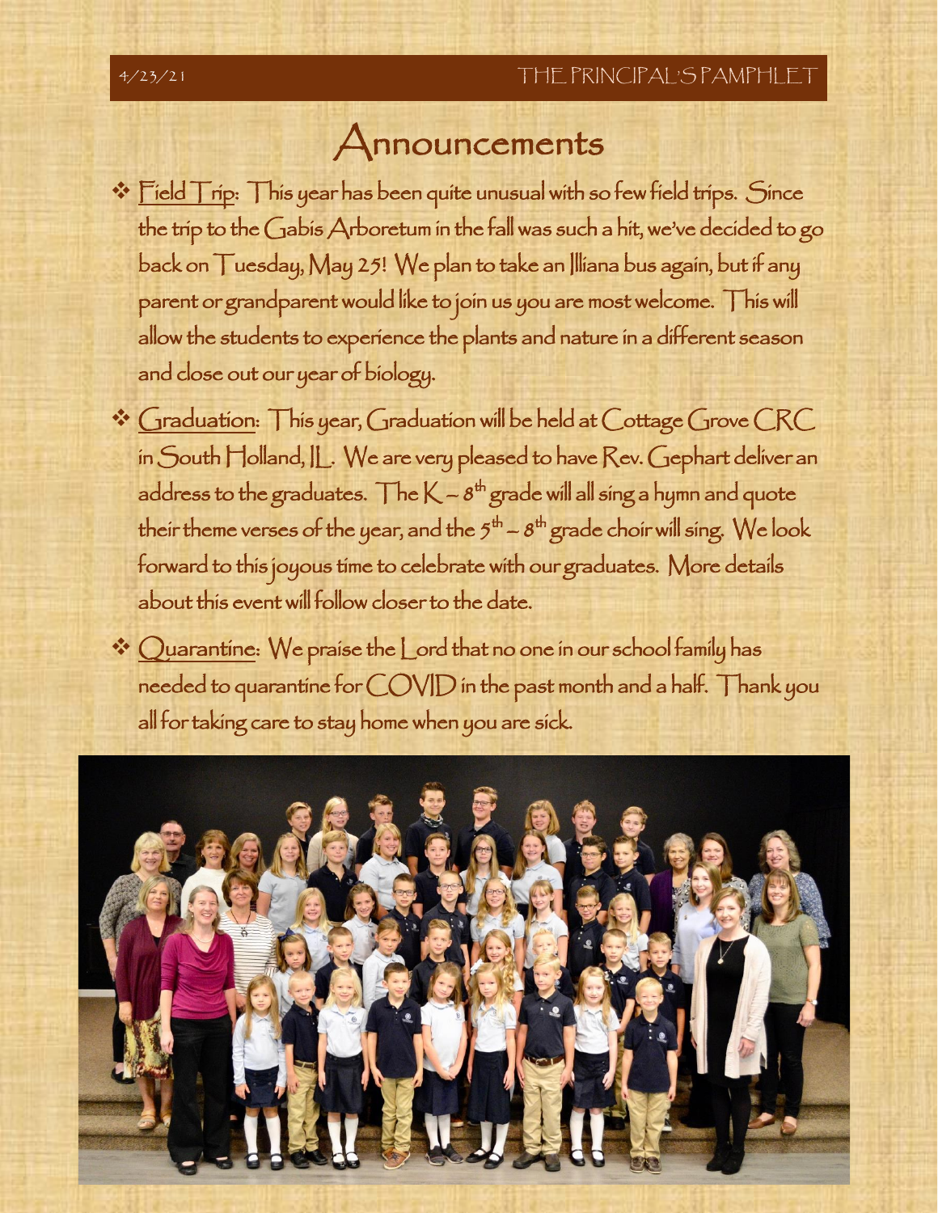# Announcements

- Field Trip: This year has been quite unusual with so few field trips. Since the trip to the Gabis Arboretum in the fall was such a hit, we've decided to go back on Tuesday, May 25! We plan to take an Illiana bus again, but if any parent or grandparent would like to join us you are most welcome. This will allow the students to experience the plants and nature in a different season and close out our year of biology.
- Graduation: This year, Graduation will be held at Cottage Grove CRC in South Holland, IL. We are very pleased to have Rev. Gephart deliver an address to the graduates. The K – 8th grade will all sing a hymn and quote their theme verses of the year, and the 5th – 8th grade choir will sing. We look forward to this joyous time to celebrate with our graduates. More details about this event will follow closer to the date.
- Quarantine: We praise the Lord that no one in our school family has needed to quarantine for COVID in the past month and a half. Thank you all for taking care to stay home when you are sick.